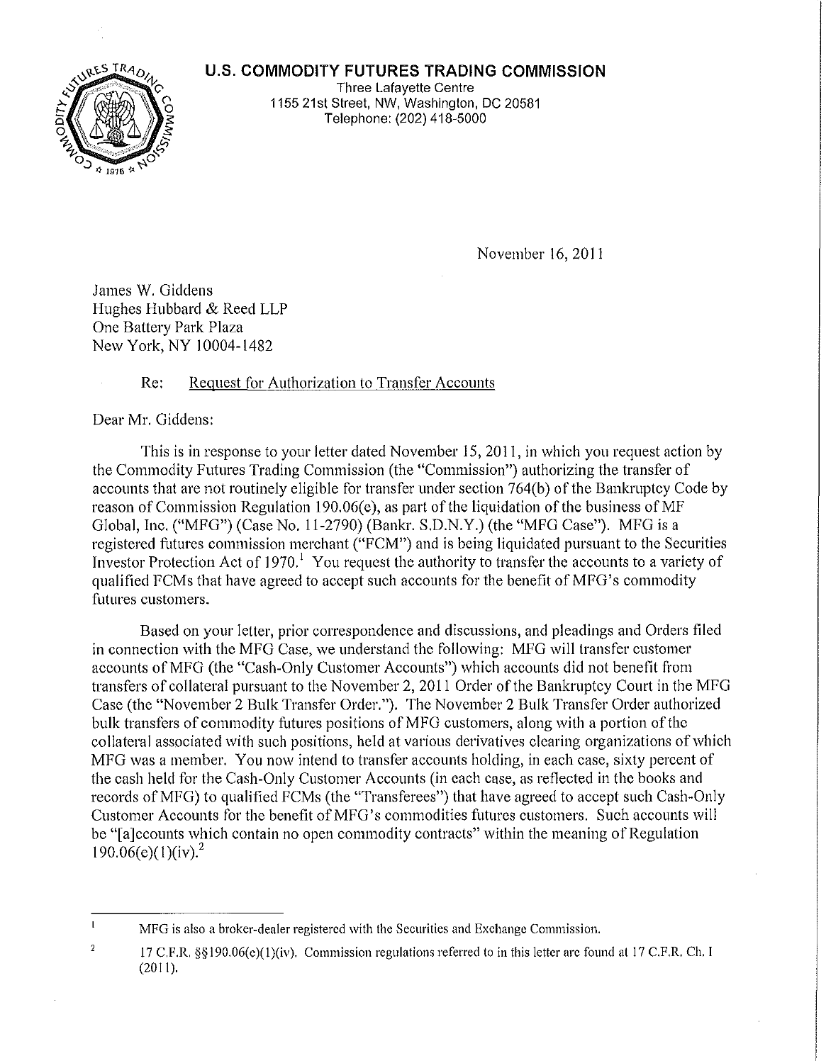# U.S. COMMODITY FUTURES TRADING COMMISSION

Three Lafayette Centre
1155 21st Street, NW, Washington, DC 20581
Telephone: (202) 418-5000

November 16, 2011

James W. Giddens
Hughes Hubbard & Reed LLP
One Battery Park Plaza
New York, NY 10004-1482

Re: Request for Authorization to Transfer Accounts

Dear Mr. Giddens:

This is in response to your letter dated November 15, 2011, in which you request action by the Commodity Futures Trading Commission (the "Commission") authorizing the transfer of accounts that are not routinely eligible for transfer under section 764(b) of the Bankruptcy Code by reason of Commission Regulation 190.06(e), as part of the liquidation of the business of MF Global, Inc. ("MFG") (Case No. 11-2790) (Bankr. S.D.N.Y.) (the "MFG Case"). MFG is a registered futures commission merchant ("FCM") and is being liquidated pursuant to the Securities Investor Protection Act of 1970.[1] You request the authority to transfer the accounts to a variety of qualified FCMs that have agreed to accept such accounts for the benefit of MFG's commodity futures customers.

Based on your letter, prior correspondence and discussions, and pleadings and Orders filed in connection with the MFG Case, we understand the following: MFG will transfer customer accounts of MFG (the "Cash-Only Customer Accounts") which accounts did not benefit from transfers of collateral pursuant to the November 2, 2011 Order of the Bankruptcy Court in the MFG Case (the "November 2 Bulk Transfer Order."). The November 2 Bulk Transfer Order authorized bulk transfers of commodity futures positions of MFG customers, along with a portion of the collateral associated with such positions, held at various derivatives clearing organizations of which MFG was a member. You now intend to transfer accounts holding, in each case, sixty percent of the cash held for the Cash-Only Customer Accounts (in each case, as reflected in the books and records of MFG) to qualified FCMs (the "Transferees") that have agreed to accept such Cash-Only Customer Accounts for the benefit of MFG's commodities futures customers. Such accounts will be "[a]ccounts which contain no open commodity contracts" within the meaning of Regulation 190.06(e)(1)(iv).[2]

---

[1] MFG is also a broker-dealer registered with the Securities and Exchange Commission.

[2] 17 C.F.R. §§190.06(e)(1)(iv). Commission regulations referred to in this letter are found at 17 C.F.R. Ch. I (2011).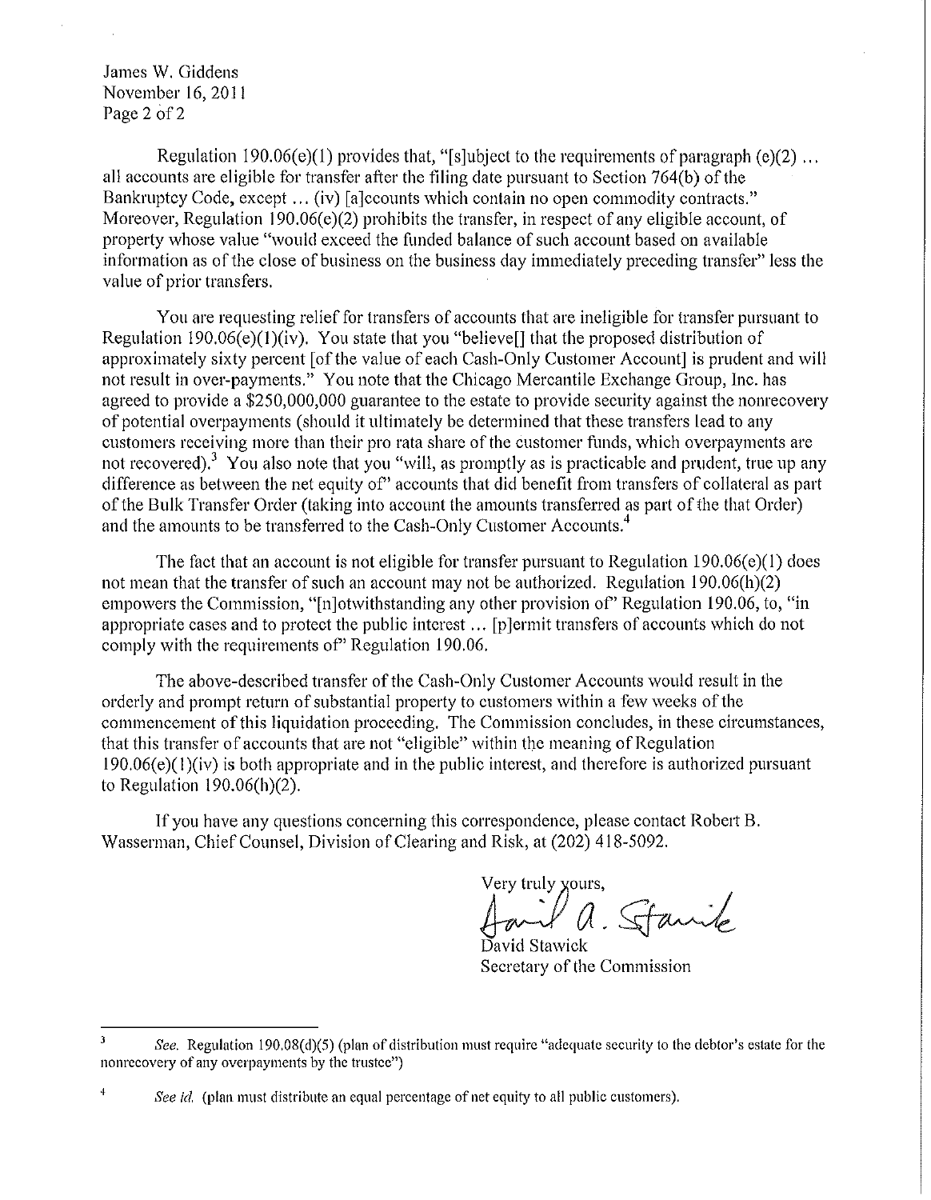Regulation 190.06(e)(1) provides that, "[s]ubject to the requirements of paragraph (e)(2) ... all accounts are eligible for transfer after the filing date pursuant to Section 764(b) of the Bankruptcy Code, except ... (iv) [a]ccounts which contain no open commodity contracts." Moreover, Regulation 190.06(e)(2) prohibits the transfer, in respect of any eligible account, of property whose value "would exceed the funded balance of such account based on available information as of the close of business on the business day immediately preceding transfer" less the value of prior transfers.

You are requesting relief for transfers of accounts that are ineligible for transfer pursuant to Regulation 190.06(e)(1)(iv). You state that you "believe[] that the proposed distribution of approximately sixty percent [of the value of each Cash-Only Customer Account] is prudent and will not result in over-payments." You note that the Chicago Mercantile Exchange Group, Inc. has agreed to provide a $250,000,000 guarantee to the estate to provide security against the nonrecovery of potential overpayments (should it ultimately be determined that these transfers lead to any customers receiving more than their pro rata share of the customer funds, which overpayments are not recovered).[3] You also note that you "will, as promptly as is practicable and prudent, true up any difference as between the net equity of" accounts that did benefit from transfers of collateral as part of the Bulk Transfer Order (taking into account the amounts transferred as part of the that Order) and the amounts to be transferred to the Cash-Only Customer Accounts.[4]

The fact that an account is not eligible for transfer pursuant to Regulation 190.06(e)(1) does not mean that the transfer of such an account may not be authorized. Regulation 190.06(h)(2) empowers the Commission, "[n]otwithstanding any other provision of" Regulation 190.06, to, "in appropriate cases and to protect the public interest ... [p]ermit transfers of accounts which do not comply with the requirements of" Regulation 190.06.

The above-described transfer of the Cash-Only Customer Accounts would result in the orderly and prompt return of substantial property to customers within a few weeks of the commencement of this liquidation proceeding. The Commission concludes, in these circumstances, that this transfer of accounts that are not "eligible" within the meaning of Regulation 190.06(e)(1)(iv) is both appropriate and in the public interest, and therefore is authorized pursuant to Regulation 190.06(h)(2).

If you have any questions concerning this correspondence, please contact Robert B. Wasserman, Chief Counsel, Division of Clearing and Risk, at (202) 418-5092.

Very truly yours,

David A. Stawick

David Stawick
Secretary of the Commission

---

[3] *See.* Regulation 190.08(d)(5) (plan of distribution must require "adequate security to the debtor's estate for the nonrecovery of any overpayments by the trustee")

[4] *See id.* (plan must distribute an equal percentage of net equity to all public customers).